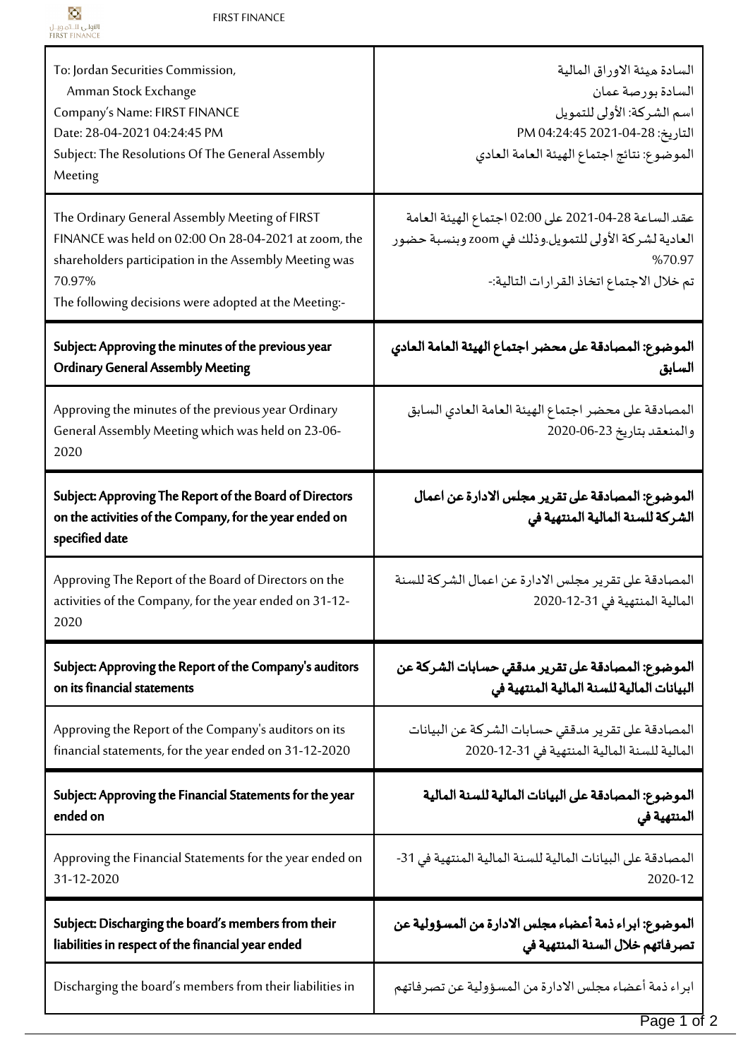| To: Jordan Securities Commission,<br>Amman Stock Exchange<br>Company's Name: FIRST FINANCE<br>Date: 28-04-2021 04:24:45 PM<br>Subject: The Resolutions Of The General Assembly Meeting | السادة هيئة الاوراق المالية<br>السادة بورصة عمان<br>اسم الشركة: الأولى للتمويل<br>التاريخ: 28-04-2021 04:24:45 PM<br>الموضوع: نتائج اجتماع الهيئة العامة العادي |
|---|---|
| The Ordinary General Assembly Meeting of FIRST FINANCE was held on 02:00 On 28-04-2021 at zoom, the shareholders participation in the Assembly Meeting was 70.97%<br>The following decisions were adopted at the Meeting:- | عقد الساعة 28-04-2021 على 02:00 اجتماع الهيئة العامة العادية لشركة الأولى للتمويل.وذلك في zoom وبنسبة حضور 70.97%<br>تم خلال الاجتماع اتخاذ القرارات التالية:- |
| **Subject: Approving the minutes of the previous year Ordinary General Assembly Meeting** | **الموضوع: المصادقة على محضر اجتماع الهيئة العامة العادي السابق** |
| Approving the minutes of the previous year Ordinary General Assembly Meeting which was held on 23-06-2020 | المصادقة على محضر اجتماع الهيئة العامة العادي السابق والمنعقد بتاريخ 23-06-2020 |
| **Subject: Approving The Report of the Board of Directors on the activities of the Company, for the year ended on specified date** | **الموضوع: المصادقة على تقرير مجلس الادارة عن اعمال الشركة للسنة المالية المنتهية في** |
| Approving The Report of the Board of Directors on the activities of the Company, for the year ended on 31-12-2020 | المصادقة على تقرير مجلس الادارة عن اعمال الشركة للسنة المالية المنتهية في 31-12-2020 |
| **Subject: Approving the Report of the Company's auditors on its financial statements** | **الموضوع: المصادقة على تقرير مدققي حسابات الشركة عن البيانات المالية للسنة المالية المنتهية في** |
| Approving the Report of the Company's auditors on its financial statements, for the year ended on 31-12-2020 | المصادقة على تقرير مدققي حسابات الشركة عن البيانات المالية للسنة المالية المنتهية في 31-12-2020 |
| **Subject: Approving the Financial Statements for the year ended on** | **الموضوع: المصادقة على البيانات المالية للسنة المالية المنتهية في** |
| Approving the Financial Statements for the year ended on 31-12-2020 | المصادقة على البيانات المالية للسنة المالية المنتهية في 31-12-2020 |
| **Subject: Discharging the board's members from their liabilities in respect of the financial year ended** | **الموضوع: ابراء ذمة أعضاء مجلس الادارة من المسؤولية عن تصرفاتهم خلال السنة المنتهية في** |
| Discharging the board's members from their liabilities in | ابراء ذمة أعضاء مجلس الادارة من المسؤولية عن تصرفاتهم |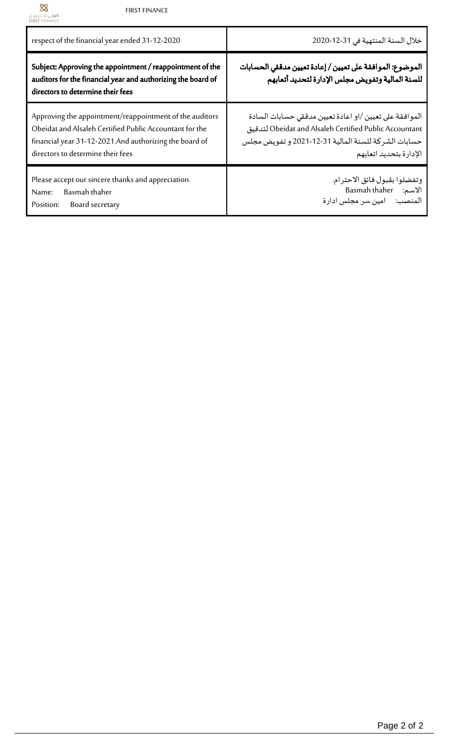| | |
|---|---|
| respect of the financial year ended 31-12-2020 | خلال السنة المنتهية في 31-12-2020 |
| **Subject: Approving the appointment / reappointment of the auditors for the financial year and authorizing the board of directors to determine their fees** | **الموضوع: الموافقة على تعيين / إعادة تعيين مدققي الحسابات للسنة المالية وتفويض مجلس الإدارة لتحديد أتعابهم** |
| Approving the appointment/reappointment of the auditors Obeidat and Alsaleh Certified Public Accountant for the financial year 31-12-2021.And authorizing the board of directors to determine their fees | الموافقة على تعيين /او اعادة تعيين مدققي حسابات السادة Obeidat and Alsaleh Certified Public Accountant لتدقيق حسابات الشركة للسنة المالية 31-12-2021 و تفويض مجلس الإدارة بتحديد اتعابهم |
| Please accept our sincere thanks and appreciation.<br>Name: Basmah thaher<br>Position: Board secretary | وتفضلوا بقبول فائق الاحترام.<br>الاسم: Basmah thaher<br>المنصب: امين سر مجلس ادارة |